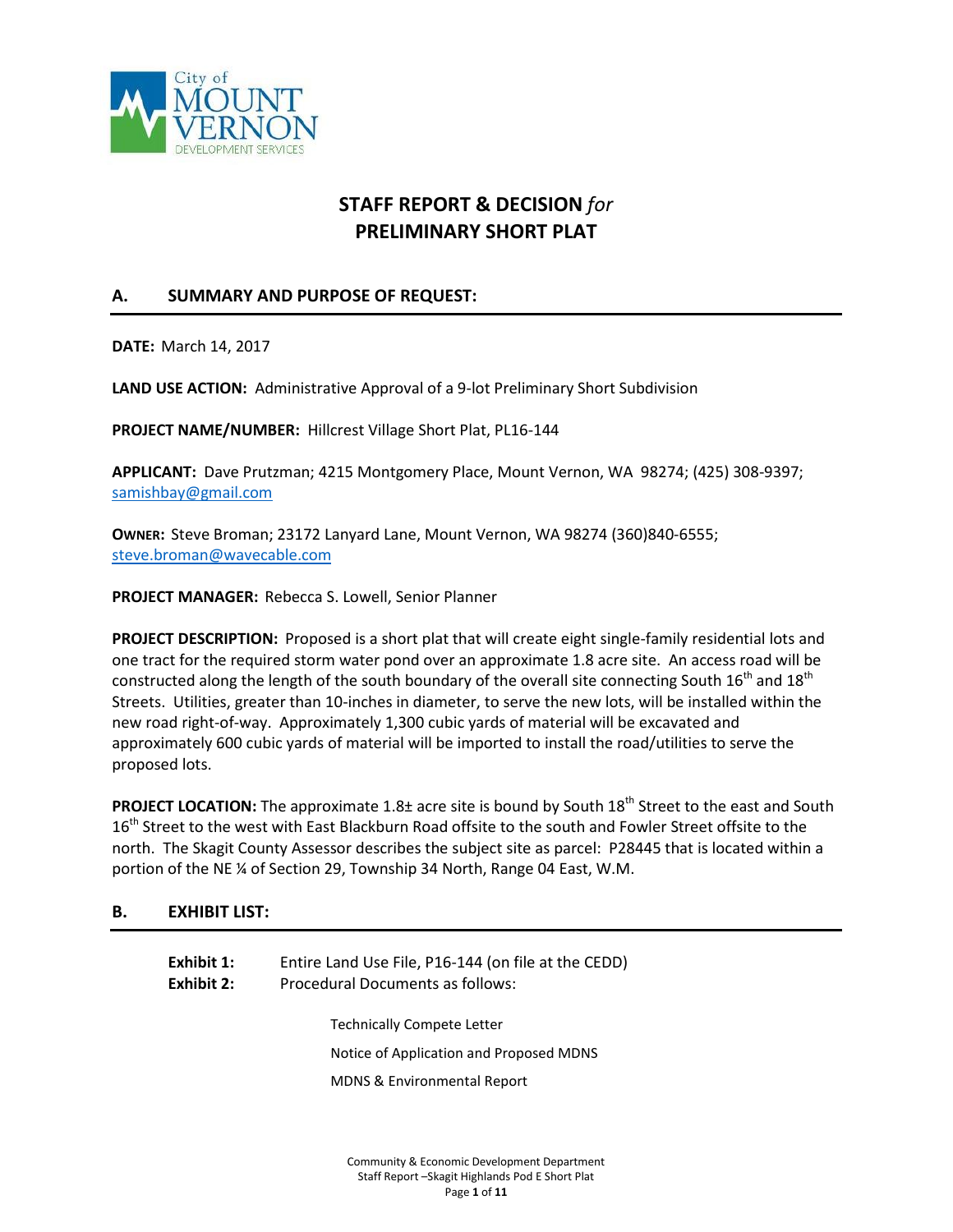City of MOUNT VERNON DEVELOPMENT SERVICES

# STAFF REPORT & DECISION *for* PRELIMINARY SHORT PLAT

## A. SUMMARY AND PURPOSE OF REQUEST:

**DATE:** March 14, 2017

**LAND USE ACTION:** Administrative Approval of a 9-lot Preliminary Short Subdivision

**PROJECT NAME/NUMBER:** Hillcrest Village Short Plat, PL16-144

**APPLICANT:** Dave Prutzman; 4215 Montgomery Place, Mount Vernon, WA 98274; (425) 308-9397; samishbay@gmail.com

**OWNER:** Steve Broman; 23172 Lanyard Lane, Mount Vernon, WA 98274 (360)840-6555; steve.broman@wavecable.com

**PROJECT MANAGER:** Rebecca S. Lowell, Senior Planner

**PROJECT DESCRIPTION:** Proposed is a short plat that will create eight single-family residential lots and one tract for the required storm water pond over an approximate 1.8 acre site. An access road will be constructed along the length of the south boundary of the overall site connecting South 16th and 18th Streets. Utilities, greater than 10-inches in diameter, to serve the new lots, will be installed within the new road right-of-way. Approximately 1,300 cubic yards of material will be excavated and approximately 600 cubic yards of material will be imported to install the road/utilities to serve the proposed lots.

**PROJECT LOCATION:** The approximate 1.8± acre site is bound by South 18th Street to the east and South 16th Street to the west with East Blackburn Road offsite to the south and Fowler Street offsite to the north. The Skagit County Assessor describes the subject site as parcel: P28445 that is located within a portion of the NE ¼ of Section 29, Township 34 North, Range 04 East, W.M.

## B. EXHIBIT LIST:

**Exhibit 1:** Entire Land Use File, P16-144 (on file at the CEDD)

**Exhibit 2:** Procedural Documents as follows:

- Technically Compete Letter
- Notice of Application and Proposed MDNS
- MDNS & Environmental Report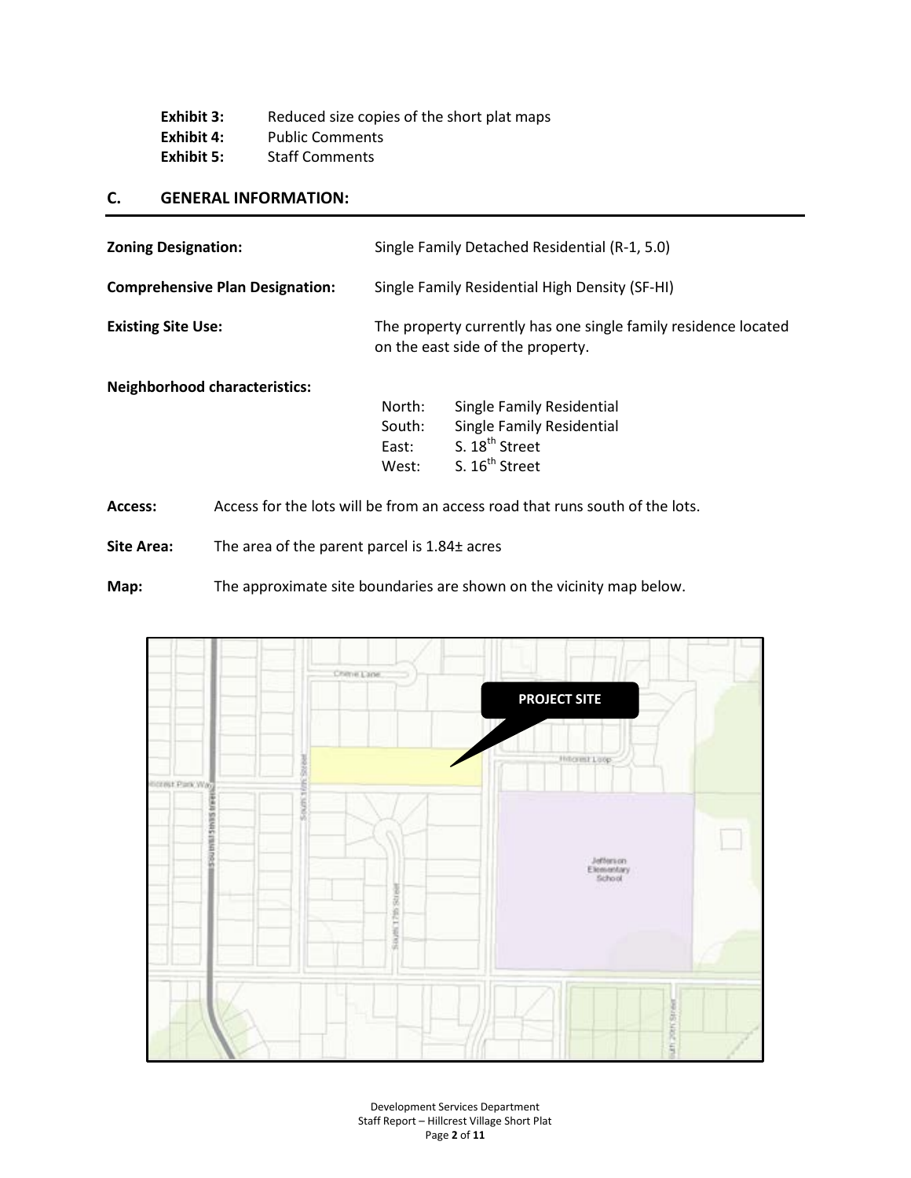**Exhibit 3:** Reduced size copies of the short plat maps
**Exhibit 4:** Public Comments
**Exhibit 5:** Staff Comments

## C. GENERAL INFORMATION:

**Zoning Designation:** Single Family Detached Residential (R-1, 5.0)

**Comprehensive Plan Designation:** Single Family Residential High Density (SF-HI)

**Existing Site Use:** The property currently has one single family residence located on the east side of the property.

**Neighborhood characteristics:**

| | |
|---|---|
| North: | Single Family Residential |
| South: | Single Family Residential |
| East: | S. 18th Street |
| West: | S. 16th Street |

**Access:** Access for the lots will be from an access road that runs south of the lots.

**Site Area:** The area of the parent parcel is 1.84± acres

**Map:** The approximate site boundaries are shown on the vicinity map below.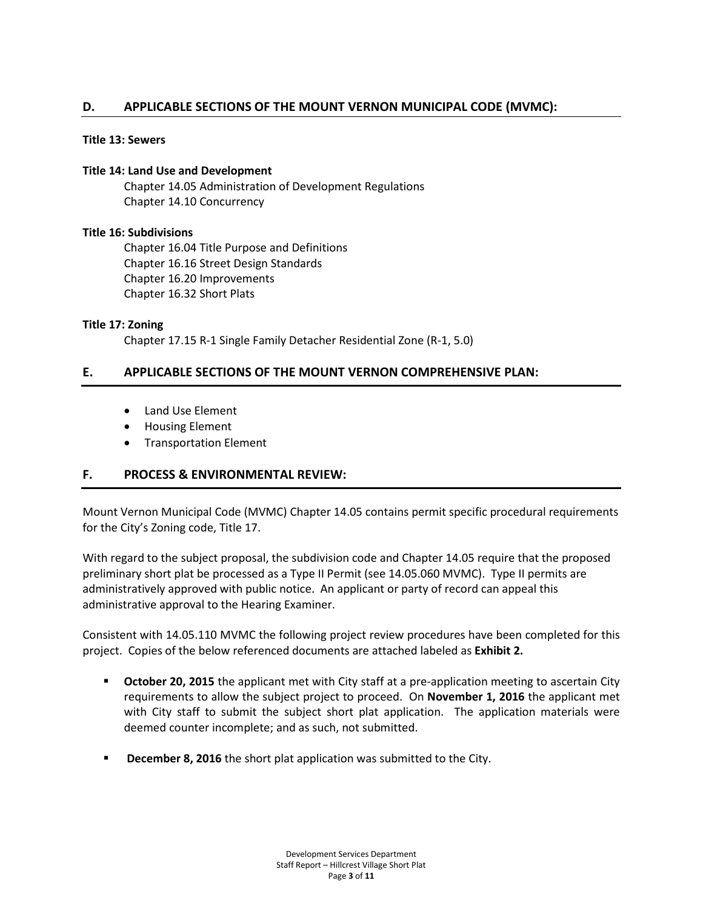## D. APPLICABLE SECTIONS OF THE MOUNT VERNON MUNICIPAL CODE (MVMC):

**Title 13: Sewers**

**Title 14: Land Use and Development**

Chapter 14.05 Administration of Development Regulations
Chapter 14.10 Concurrency

**Title 16: Subdivisions**

Chapter 16.04 Title Purpose and Definitions
Chapter 16.16 Street Design Standards
Chapter 16.20 Improvements
Chapter 16.32 Short Plats

**Title 17: Zoning**

Chapter 17.15 R-1 Single Family Detacher Residential Zone (R-1, 5.0)

## E. APPLICABLE SECTIONS OF THE MOUNT VERNON COMPREHENSIVE PLAN:

- Land Use Element
- Housing Element
- Transportation Element

## F. PROCESS & ENVIRONMENTAL REVIEW:

Mount Vernon Municipal Code (MVMC) Chapter 14.05 contains permit specific procedural requirements for the City's Zoning code, Title 17.

With regard to the subject proposal, the subdivision code and Chapter 14.05 require that the proposed preliminary short plat be processed as a Type II Permit (see 14.05.060 MVMC). Type II permits are administratively approved with public notice. An applicant or party of record can appeal this administrative approval to the Hearing Examiner.

Consistent with 14.05.110 MVMC the following project review procedures have been completed for this project. Copies of the below referenced documents are attached labeled as **Exhibit 2.**

- **October 20, 2015** the applicant met with City staff at a pre-application meeting to ascertain City requirements to allow the subject project to proceed. On **November 1, 2016** the applicant met with City staff to submit the subject short plat application. The application materials were deemed counter incomplete; and as such, not submitted.

- **December 8, 2016** the short plat application was submitted to the City.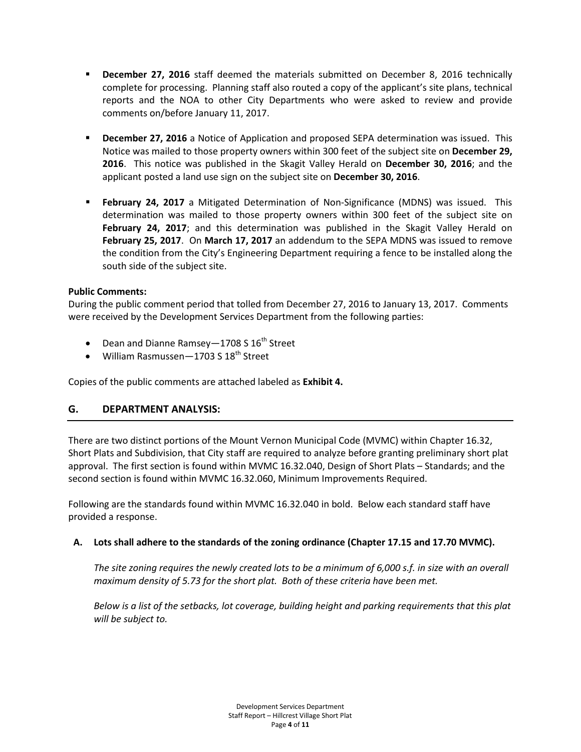- **December 27, 2016** staff deemed the materials submitted on December 8, 2016 technically complete for processing. Planning staff also routed a copy of the applicant's site plans, technical reports and the NOA to other City Departments who were asked to review and provide comments on/before January 11, 2017.

- **December 27, 2016** a Notice of Application and proposed SEPA determination was issued. This Notice was mailed to those property owners within 300 feet of the subject site on **December 29, 2016**. This notice was published in the Skagit Valley Herald on **December 30, 2016**; and the applicant posted a land use sign on the subject site on **December 30, 2016**.

- **February 24, 2017** a Mitigated Determination of Non-Significance (MDNS) was issued. This determination was mailed to those property owners within 300 feet of the subject site on **February 24, 2017**; and this determination was published in the Skagit Valley Herald on **February 25, 2017**. On **March 17, 2017** an addendum to the SEPA MDNS was issued to remove the condition from the City's Engineering Department requiring a fence to be installed along the south side of the subject site.

**Public Comments:**

During the public comment period that tolled from December 27, 2016 to January 13, 2017. Comments were received by the Development Services Department from the following parties:

- Dean and Dianne Ramsey—1708 S 16th Street
- William Rasmussen—1703 S 18th Street

Copies of the public comments are attached labeled as **Exhibit 4.**

## G. DEPARTMENT ANALYSIS:

There are two distinct portions of the Mount Vernon Municipal Code (MVMC) within Chapter 16.32, Short Plats and Subdivision, that City staff are required to analyze before granting preliminary short plat approval. The first section is found within MVMC 16.32.040, Design of Short Plats – Standards; and the second section is found within MVMC 16.32.060, Minimum Improvements Required.

Following are the standards found within MVMC 16.32.040 in bold. Below each standard staff have provided a response.

**A. Lots shall adhere to the standards of the zoning ordinance (Chapter 17.15 and 17.70 MVMC).**

*The site zoning requires the newly created lots to be a minimum of 6,000 s.f. in size with an overall maximum density of 5.73 for the short plat. Both of these criteria have been met.*

*Below is a list of the setbacks, lot coverage, building height and parking requirements that this plat will be subject to.*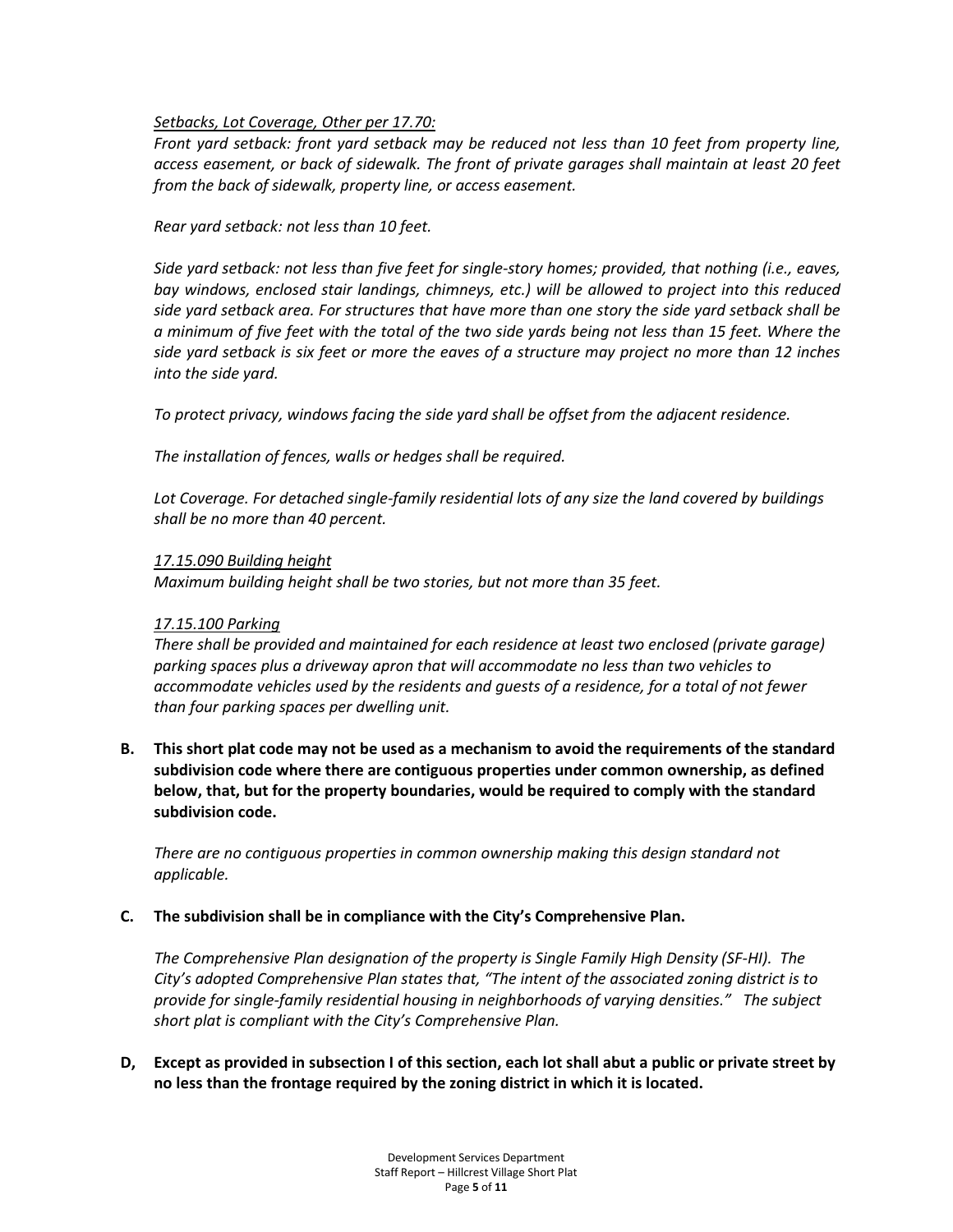*<u>Setbacks, Lot Coverage, Other per 17.70:</u>*
*Front yard setback: front yard setback may be reduced not less than 10 feet from property line, access easement, or back of sidewalk. The front of private garages shall maintain at least 20 feet from the back of sidewalk, property line, or access easement.*

*Rear yard setback: not less than 10 feet.*

*Side yard setback: not less than five feet for single-story homes; provided, that nothing (i.e., eaves, bay windows, enclosed stair landings, chimneys, etc.) will be allowed to project into this reduced side yard setback area. For structures that have more than one story the side yard setback shall be a minimum of five feet with the total of the two side yards being not less than 15 feet. Where the side yard setback is six feet or more the eaves of a structure may project no more than 12 inches into the side yard.*

*To protect privacy, windows facing the side yard shall be offset from the adjacent residence.*

*The installation of fences, walls or hedges shall be required.*

*Lot Coverage. For detached single-family residential lots of any size the land covered by buildings shall be no more than 40 percent.*

*<u>17.15.090 Building height</u>*
*Maximum building height shall be two stories, but not more than 35 feet.*

*<u>17.15.100 Parking</u>*
*There shall be provided and maintained for each residence at least two enclosed (private garage) parking spaces plus a driveway apron that will accommodate no less than two vehicles to accommodate vehicles used by the residents and guests of a residence, for a total of not fewer than four parking spaces per dwelling unit.*

**B. This short plat code may not be used as a mechanism to avoid the requirements of the standard subdivision code where there are contiguous properties under common ownership, as defined below, that, but for the property boundaries, would be required to comply with the standard subdivision code.**

*There are no contiguous properties in common ownership making this design standard not applicable.*

**C. The subdivision shall be in compliance with the City's Comprehensive Plan.**

*The Comprehensive Plan designation of the property is Single Family High Density (SF-HI). The City's adopted Comprehensive Plan states that, "The intent of the associated zoning district is to provide for single-family residential housing in neighborhoods of varying densities." The subject short plat is compliant with the City's Comprehensive Plan.*

**D, Except as provided in subsection I of this section, each lot shall abut a public or private street by no less than the frontage required by the zoning district in which it is located.**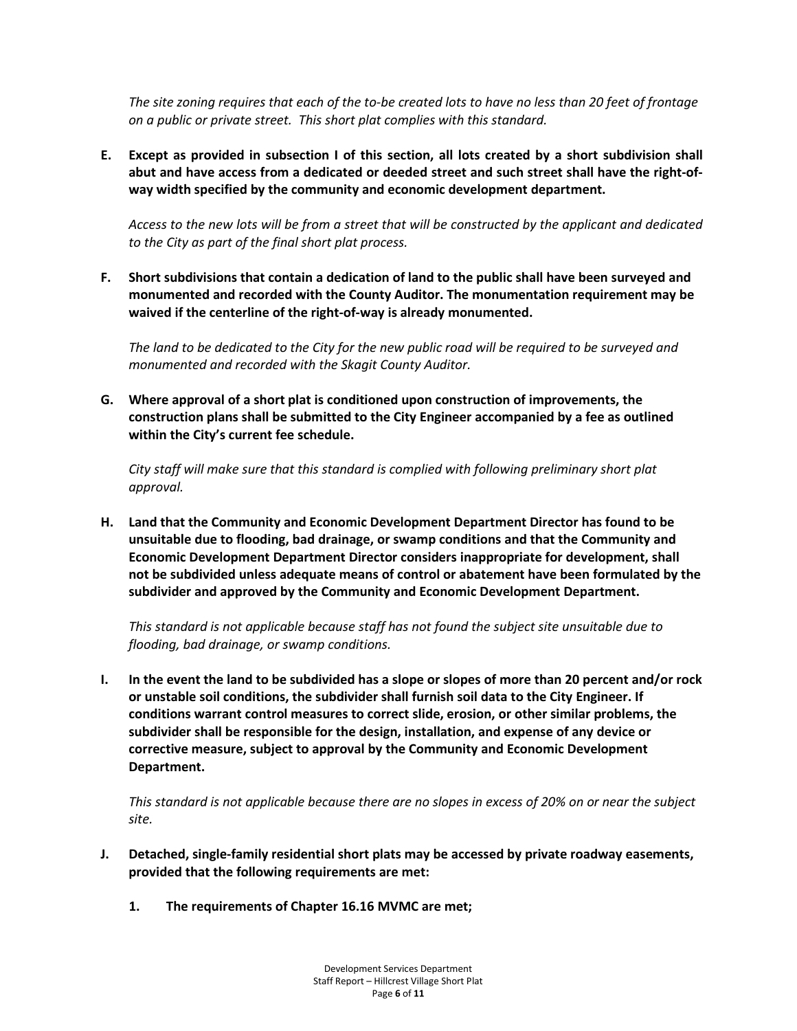*The site zoning requires that each of the to-be created lots to have no less than 20 feet of frontage on a public or private street. This short plat complies with this standard.*

**E. Except as provided in subsection I of this section, all lots created by a short subdivision shall abut and have access from a dedicated or deeded street and such street shall have the right-of-way width specified by the community and economic development department.**

*Access to the new lots will be from a street that will be constructed by the applicant and dedicated to the City as part of the final short plat process.*

**F. Short subdivisions that contain a dedication of land to the public shall have been surveyed and monumented and recorded with the County Auditor. The monumentation requirement may be waived if the centerline of the right-of-way is already monumented.**

*The land to be dedicated to the City for the new public road will be required to be surveyed and monumented and recorded with the Skagit County Auditor.*

**G. Where approval of a short plat is conditioned upon construction of improvements, the construction plans shall be submitted to the City Engineer accompanied by a fee as outlined within the City's current fee schedule.**

*City staff will make sure that this standard is complied with following preliminary short plat approval.*

**H. Land that the Community and Economic Development Department Director has found to be unsuitable due to flooding, bad drainage, or swamp conditions and that the Community and Economic Development Department Director considers inappropriate for development, shall not be subdivided unless adequate means of control or abatement have been formulated by the subdivider and approved by the Community and Economic Development Department.**

*This standard is not applicable because staff has not found the subject site unsuitable due to flooding, bad drainage, or swamp conditions.*

**I. In the event the land to be subdivided has a slope or slopes of more than 20 percent and/or rock or unstable soil conditions, the subdivider shall furnish soil data to the City Engineer. If conditions warrant control measures to correct slide, erosion, or other similar problems, the subdivider shall be responsible for the design, installation, and expense of any device or corrective measure, subject to approval by the Community and Economic Development Department.**

*This standard is not applicable because there are no slopes in excess of 20% on or near the subject site.*

**J. Detached, single-family residential short plats may be accessed by private roadway easements, provided that the following requirements are met:**

1. **The requirements of Chapter 16.16 MVMC are met;**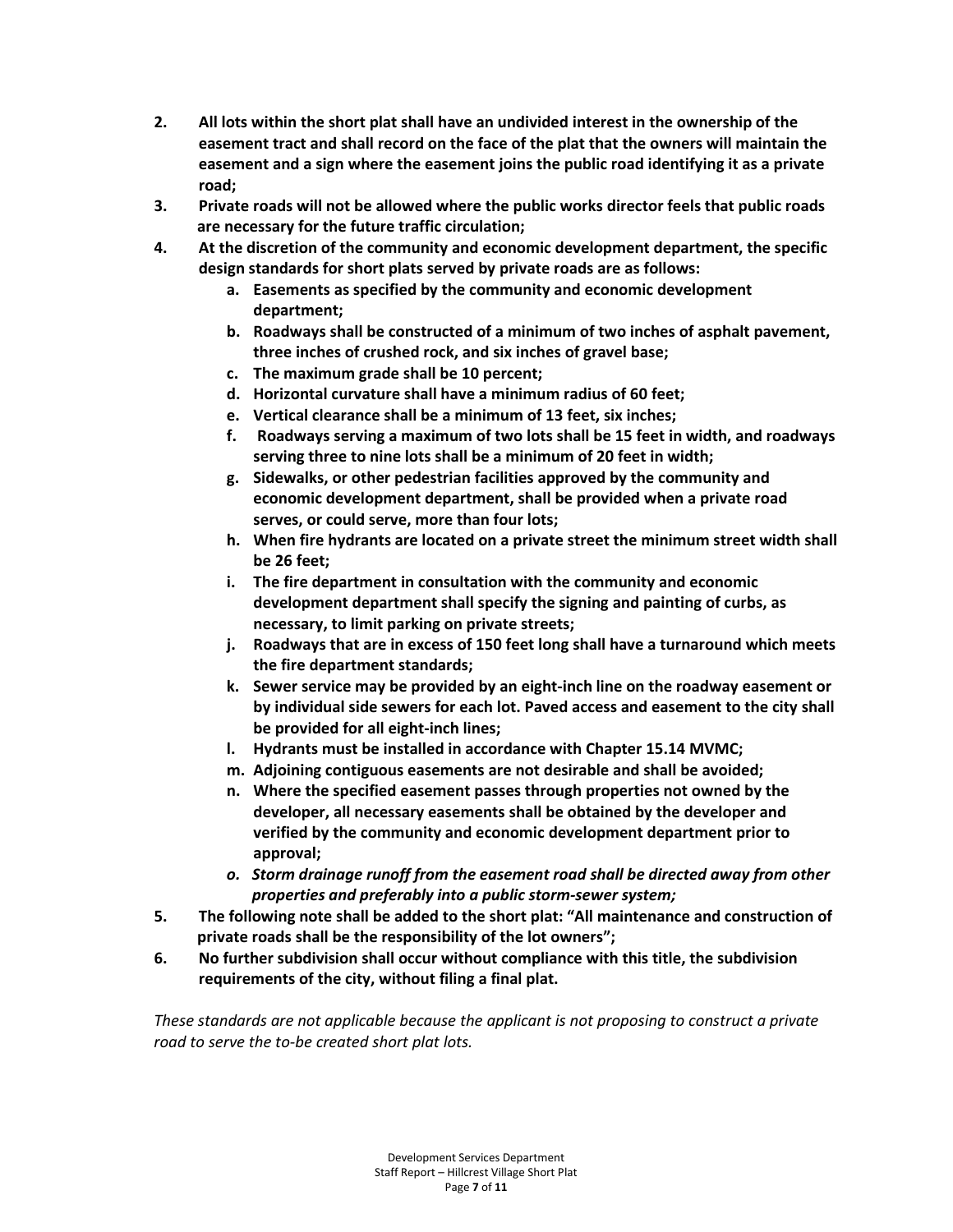2. **All lots within the short plat shall have an undivided interest in the ownership of the easement tract and shall record on the face of the plat that the owners will maintain the easement and a sign where the easement joins the public road identifying it as a private road;**
3. **Private roads will not be allowed where the public works director feels that public roads are necessary for the future traffic circulation;**
4. **At the discretion of the community and economic development department, the specific design standards for short plats served by private roads are as follows:**
    a. **Easements as specified by the community and economic development department;**
    b. **Roadways shall be constructed of a minimum of two inches of asphalt pavement, three inches of crushed rock, and six inches of gravel base;**
    c. **The maximum grade shall be 10 percent;**
    d. **Horizontal curvature shall have a minimum radius of 60 feet;**
    e. **Vertical clearance shall be a minimum of 13 feet, six inches;**
    f. **Roadways serving a maximum of two lots shall be 15 feet in width, and roadways serving three to nine lots shall be a minimum of 20 feet in width;**
    g. **Sidewalks, or other pedestrian facilities approved by the community and economic development department, shall be provided when a private road serves, or could serve, more than four lots;**
    h. **When fire hydrants are located on a private street the minimum street width shall be 26 feet;**
    i. **The fire department in consultation with the community and economic development department shall specify the signing and painting of curbs, as necessary, to limit parking on private streets;**
    j. **Roadways that are in excess of 150 feet long shall have a turnaround which meets the fire department standards;**
    k. **Sewer service may be provided by an eight-inch line on the roadway easement or by individual side sewers for each lot. Paved access and easement to the city shall be provided for all eight-inch lines;**
    l. **Hydrants must be installed in accordance with Chapter 15.14 MVMC;**
    m. **Adjoining contiguous easements are not desirable and shall be avoided;**
    n. **Where the specified easement passes through properties not owned by the developer, all necessary easements shall be obtained by the developer and verified by the community and economic development department prior to approval;**
    o. ***Storm drainage runoff from the easement road shall be directed away from other properties and preferably into a public storm-sewer system;***
5. **The following note shall be added to the short plat: "All maintenance and construction of private roads shall be the responsibility of the lot owners";**
6. **No further subdivision shall occur without compliance with this title, the subdivision requirements of the city, without filing a final plat.**

*These standards are not applicable because the applicant is not proposing to construct a private road to serve the to-be created short plat lots.*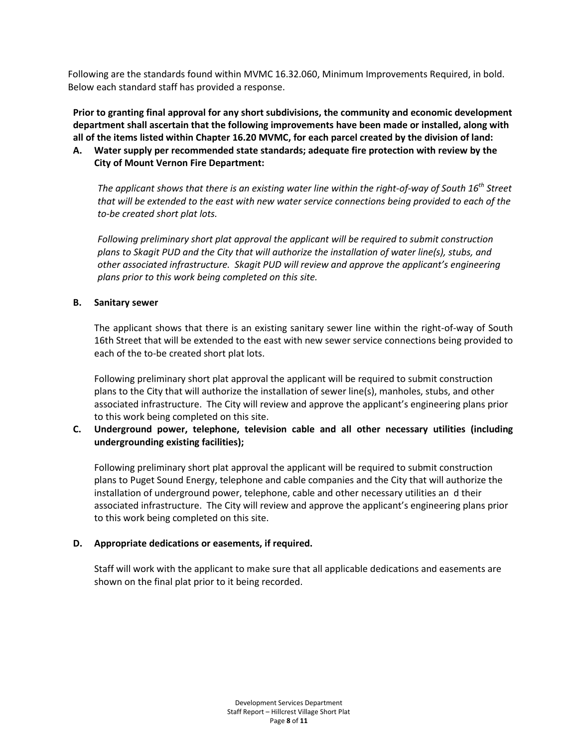Following are the standards found within MVMC 16.32.060, Minimum Improvements Required, in bold. Below each standard staff has provided a response.

**Prior to granting final approval for any short subdivisions, the community and economic development department shall ascertain that the following improvements have been made or installed, along with all of the items listed within Chapter 16.20 MVMC, for each parcel created by the division of land:**

**A. Water supply per recommended state standards; adequate fire protection with review by the City of Mount Vernon Fire Department:**

*The applicant shows that there is an existing water line within the right-of-way of South 16th Street that will be extended to the east with new water service connections being provided to each of the to-be created short plat lots.*

*Following preliminary short plat approval the applicant will be required to submit construction plans to Skagit PUD and the City that will authorize the installation of water line(s), stubs, and other associated infrastructure. Skagit PUD will review and approve the applicant's engineering plans prior to this work being completed on this site.*

**B. Sanitary sewer**

The applicant shows that there is an existing sanitary sewer line within the right-of-way of South 16th Street that will be extended to the east with new sewer service connections being provided to each of the to-be created short plat lots.

Following preliminary short plat approval the applicant will be required to submit construction plans to the City that will authorize the installation of sewer line(s), manholes, stubs, and other associated infrastructure. The City will review and approve the applicant's engineering plans prior to this work being completed on this site.

**C. Underground power, telephone, television cable and all other necessary utilities (including undergrounding existing facilities);**

Following preliminary short plat approval the applicant will be required to submit construction plans to Puget Sound Energy, telephone and cable companies and the City that will authorize the installation of underground power, telephone, cable and other necessary utilities an d their associated infrastructure. The City will review and approve the applicant's engineering plans prior to this work being completed on this site.

**D. Appropriate dedications or easements, if required.**

Staff will work with the applicant to make sure that all applicable dedications and easements are shown on the final plat prior to it being recorded.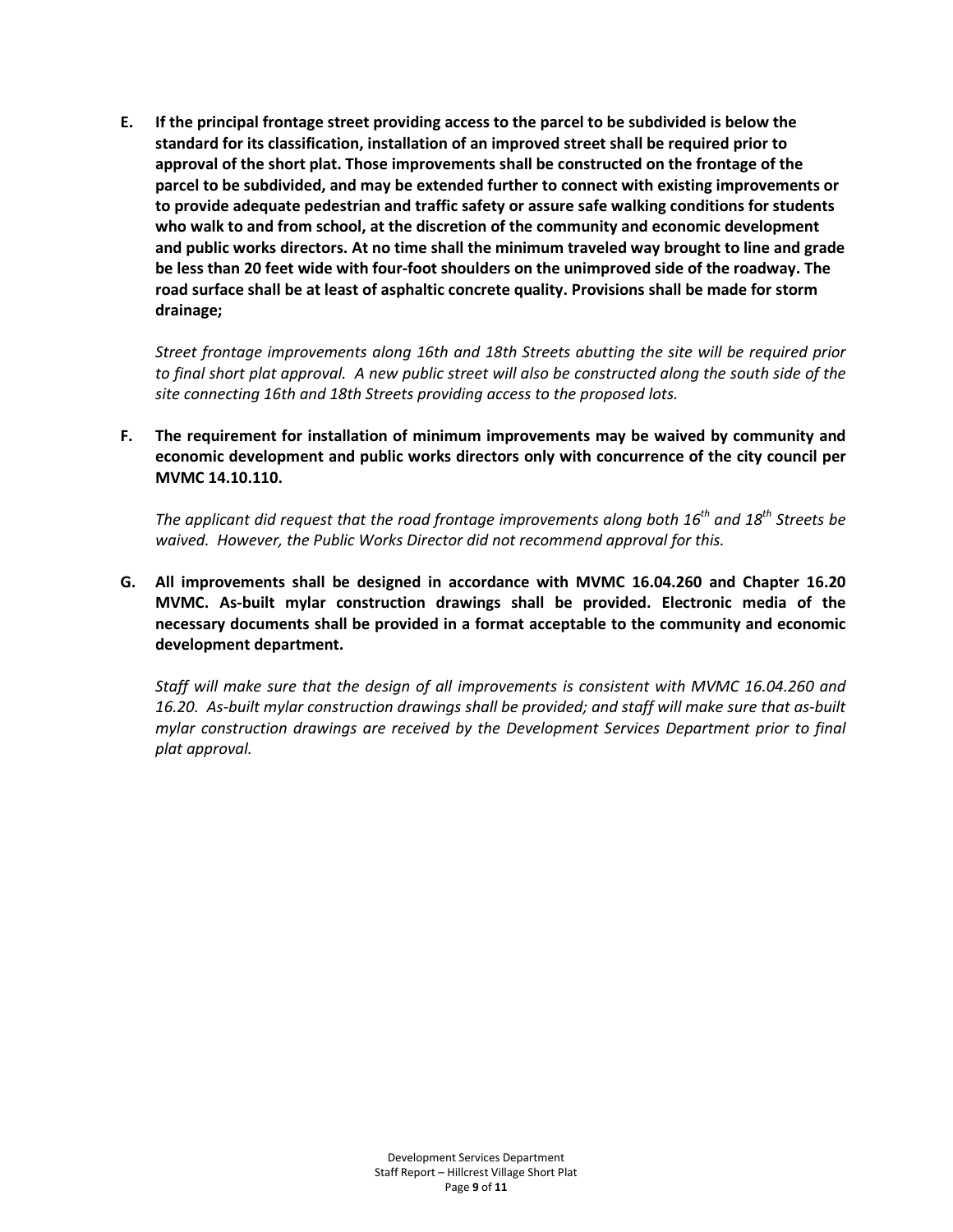**E. If the principal frontage street providing access to the parcel to be subdivided is below the standard for its classification, installation of an improved street shall be required prior to approval of the short plat. Those improvements shall be constructed on the frontage of the parcel to be subdivided, and may be extended further to connect with existing improvements or to provide adequate pedestrian and traffic safety or assure safe walking conditions for students who walk to and from school, at the discretion of the community and economic development and public works directors. At no time shall the minimum traveled way brought to line and grade be less than 20 feet wide with four-foot shoulders on the unimproved side of the roadway. The road surface shall be at least of asphaltic concrete quality. Provisions shall be made for storm drainage;**

*Street frontage improvements along 16th and 18th Streets abutting the site will be required prior to final short plat approval. A new public street will also be constructed along the south side of the site connecting 16th and 18th Streets providing access to the proposed lots.*

**F. The requirement for installation of minimum improvements may be waived by community and economic development and public works directors only with concurrence of the city council per MVMC 14.10.110.**

*The applicant did request that the road frontage improvements along both 16th and 18th Streets be waived. However, the Public Works Director did not recommend approval for this.*

**G. All improvements shall be designed in accordance with MVMC 16.04.260 and Chapter 16.20 MVMC. As-built mylar construction drawings shall be provided. Electronic media of the necessary documents shall be provided in a format acceptable to the community and economic development department.**

*Staff will make sure that the design of all improvements is consistent with MVMC 16.04.260 and 16.20. As-built mylar construction drawings shall be provided; and staff will make sure that as-built mylar construction drawings are received by the Development Services Department prior to final plat approval.*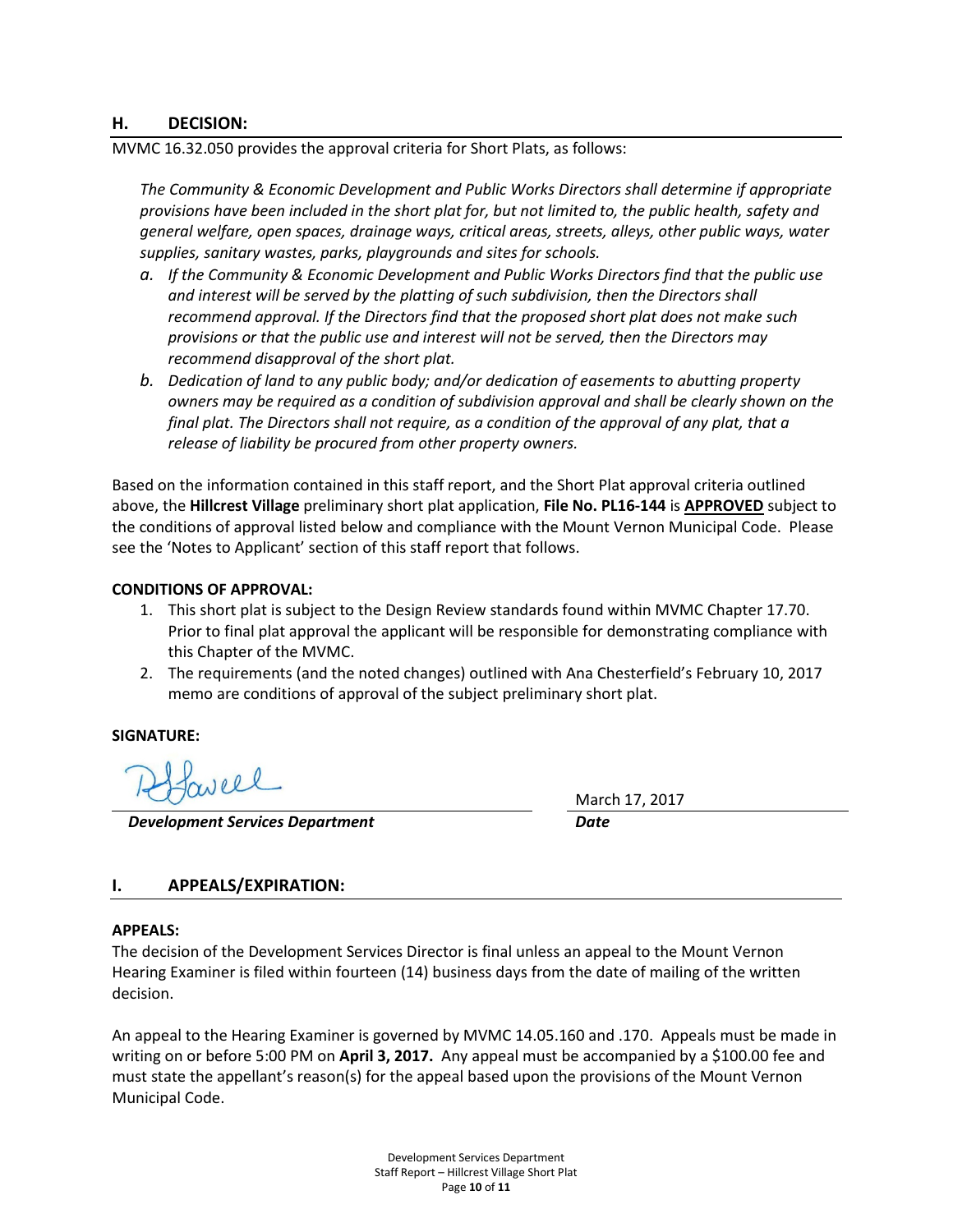## H. DECISION:

MVMC 16.32.050 provides the approval criteria for Short Plats, as follows:

*The Community & Economic Development and Public Works Directors shall determine if appropriate provisions have been included in the short plat for, but not limited to, the public health, safety and general welfare, open spaces, drainage ways, critical areas, streets, alleys, other public ways, water supplies, sanitary wastes, parks, playgrounds and sites for schools.*

*a. If the Community & Economic Development and Public Works Directors find that the public use and interest will be served by the platting of such subdivision, then the Directors shall recommend approval. If the Directors find that the proposed short plat does not make such provisions or that the public use and interest will not be served, then the Directors may recommend disapproval of the short plat.*

*b. Dedication of land to any public body; and/or dedication of easements to abutting property owners may be required as a condition of subdivision approval and shall be clearly shown on the final plat. The Directors shall not require, as a condition of the approval of any plat, that a release of liability be procured from other property owners.*

Based on the information contained in this staff report, and the Short Plat approval criteria outlined above, the **Hillcrest Village** preliminary short plat application, **File No. PL16-144** is **APPROVED** subject to the conditions of approval listed below and compliance with the Mount Vernon Municipal Code. Please see the 'Notes to Applicant' section of this staff report that follows.

**CONDITIONS OF APPROVAL:**

1. This short plat is subject to the Design Review standards found within MVMC Chapter 17.70. Prior to final plat approval the applicant will be responsible for demonstrating compliance with this Chapter of the MVMC.
2. The requirements (and the noted changes) outlined with Ana Chesterfield's February 10, 2017 memo are conditions of approval of the subject preliminary short plat.

**SIGNATURE:**

RHowell

***Development Services Department*** — March 17, 2017 ***Date***

## I. APPEALS/EXPIRATION:

**APPEALS:**

The decision of the Development Services Director is final unless an appeal to the Mount Vernon Hearing Examiner is filed within fourteen (14) business days from the date of mailing of the written decision.

An appeal to the Hearing Examiner is governed by MVMC 14.05.160 and .170. Appeals must be made in writing on or before 5:00 PM on **April 3, 2017.** Any appeal must be accompanied by a $100.00 fee and must state the appellant's reason(s) for the appeal based upon the provisions of the Mount Vernon Municipal Code.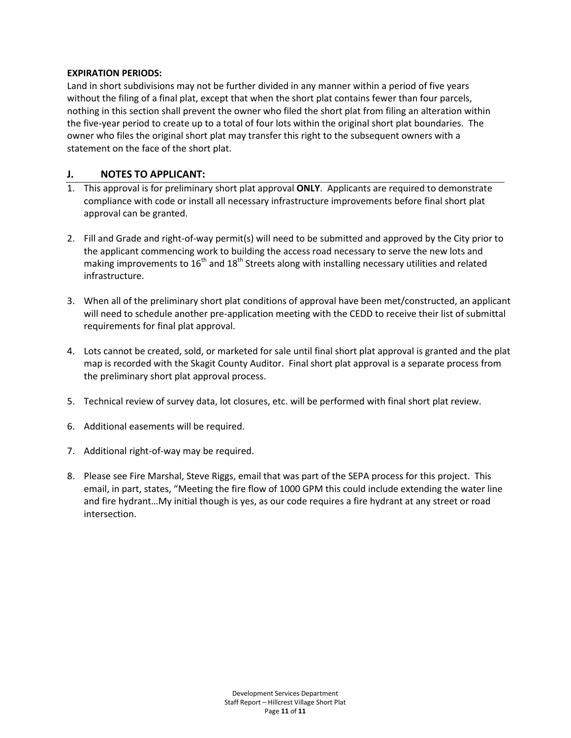**EXPIRATION PERIODS:**

Land in short subdivisions may not be further divided in any manner within a period of five years without the filing of a final plat, except that when the short plat contains fewer than four parcels, nothing in this section shall prevent the owner who filed the short plat from filing an alteration within the five-year period to create up to a total of four lots within the original short plat boundaries. The owner who files the original short plat may transfer this right to the subsequent owners with a statement on the face of the short plat.

## J. NOTES TO APPLICANT:

1. This approval is for preliminary short plat approval **ONLY**. Applicants are required to demonstrate compliance with code or install all necessary infrastructure improvements before final short plat approval can be granted.

2. Fill and Grade and right-of-way permit(s) will need to be submitted and approved by the City prior to the applicant commencing work to building the access road necessary to serve the new lots and making improvements to 16th and 18th Streets along with installing necessary utilities and related infrastructure.

3. When all of the preliminary short plat conditions of approval have been met/constructed, an applicant will need to schedule another pre-application meeting with the CEDD to receive their list of submittal requirements for final plat approval.

4. Lots cannot be created, sold, or marketed for sale until final short plat approval is granted and the plat map is recorded with the Skagit County Auditor. Final short plat approval is a separate process from the preliminary short plat approval process.

5. Technical review of survey data, lot closures, etc. will be performed with final short plat review.

6. Additional easements will be required.

7. Additional right-of-way may be required.

8. Please see Fire Marshal, Steve Riggs, email that was part of the SEPA process for this project. This email, in part, states, "Meeting the fire flow of 1000 GPM this could include extending the water line and fire hydrant…My initial though is yes, as our code requires a fire hydrant at any street or road intersection.